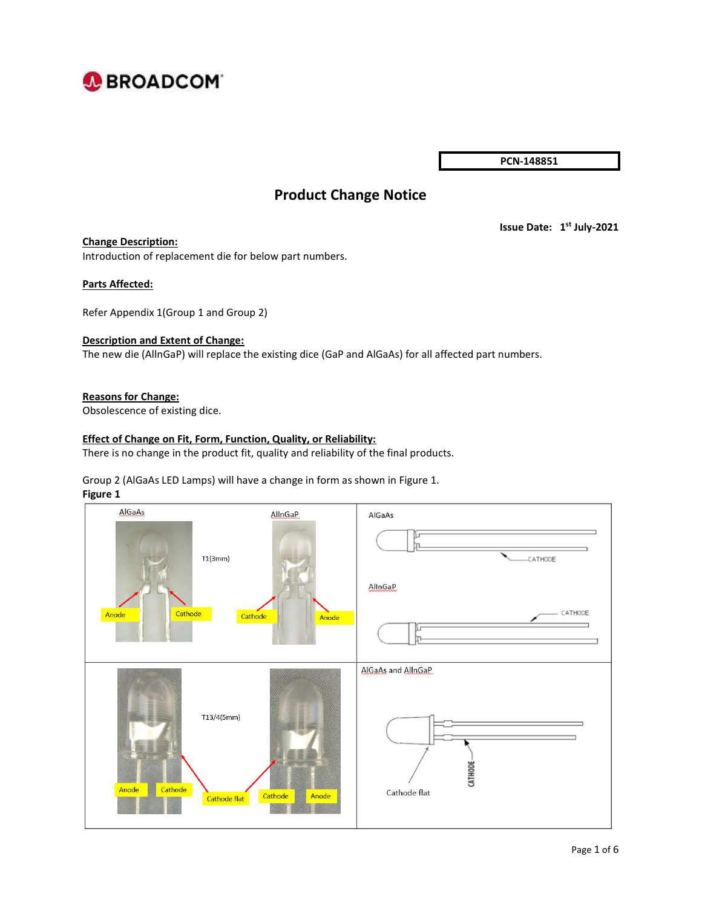BROADCOM

**PCN-148851**

# Product Change Notice

**Issue Date: 1st July-2021**

**Change Description:**

Introduction of replacement die for below part numbers.

**Parts Affected:**

Refer Appendix 1(Group 1 and Group 2)

**Description and Extent of Change:**

The new die (AlInGaP) will replace the existing dice (GaP and AlGaAs) for all affected part numbers.

**Reasons for Change:**

Obsolescence of existing dice.

**Effect of Change on Fit, Form, Function, Quality, or Reliability:**

There is no change in the product fit, quality and reliability of the final products.

Group 2 (AlGaAs LED Lamps) will have a change in form as shown in Figure 1.

**Figure 1**

| AlGaAs / AlInGaP T1(3mm): AlGaAs – Anode, Cathode; AlInGaP – Cathode, Anode | AlGaAs – CATHODE; AlInGaP – CATHODE |
| --- | --- |
| T13/4(5mm): AlGaAs – Anode, Cathode, Cathode flat; AlInGaP – Cathode, Anode | AlGaAs and AlInGaP – Cathode flat, CATHODE |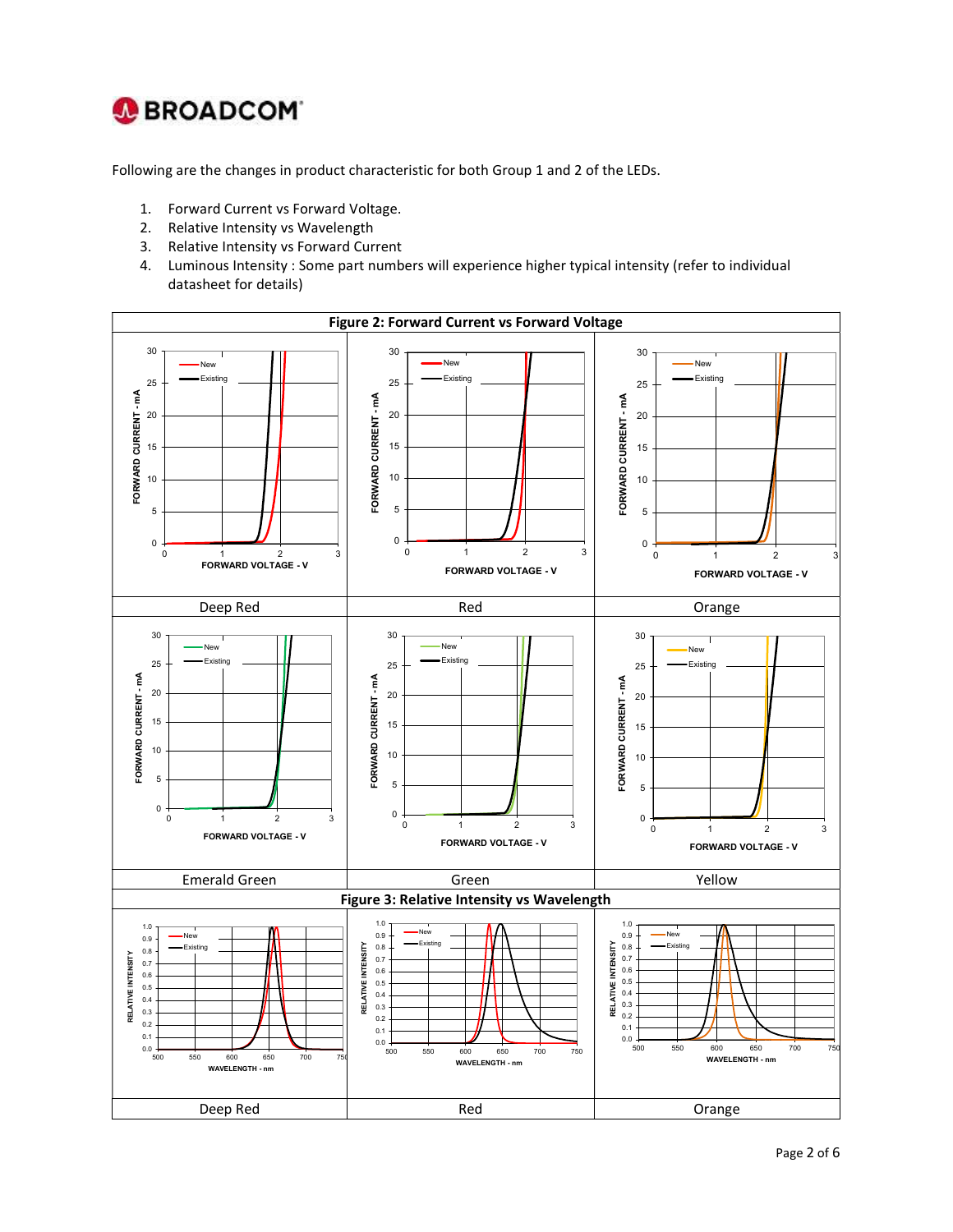Following are the changes in product characteristic for both Group 1 and 2 of the LEDs.

1. Forward Current vs Forward Voltage.
2. Relative Intensity vs Wavelength
3. Relative Intensity vs Forward Current
4. Luminous Intensity : Some part numbers will experience higher typical intensity (refer to individual datasheet for details)

**Figure 2: Forward Current vs Forward Voltage**

| Deep Red | Red | Orange |
|---|---|---|
| Emerald Green | Green | Yellow |

**Figure 3: Relative Intensity vs Wavelength**

| Deep Red | Red | Orange |
|---|---|---|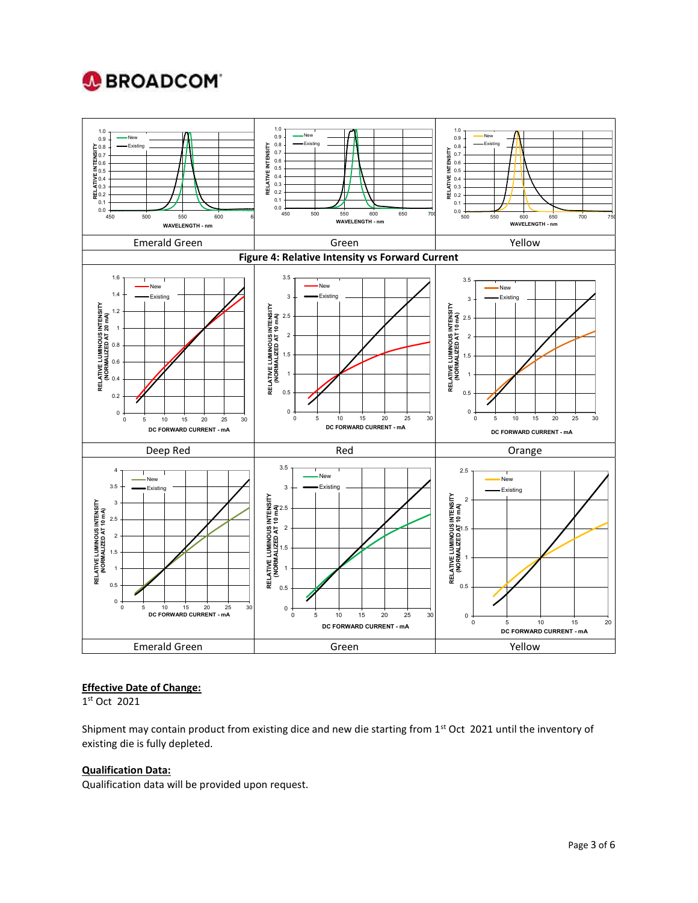| Emerald Green | Green | Yellow |
|---|---|---|

**Figure 4: Relative Intensity vs Forward Current**

| Deep Red | Red | Orange |
|---|---|---|

| Emerald Green | Green | Yellow |
|---|---|---|

**Effective Date of Change:**

1st Oct 2021

Shipment may contain product from existing dice and new die starting from 1st Oct 2021 until the inventory of existing die is fully depleted.

**Qualification Data:**

Qualification data will be provided upon request.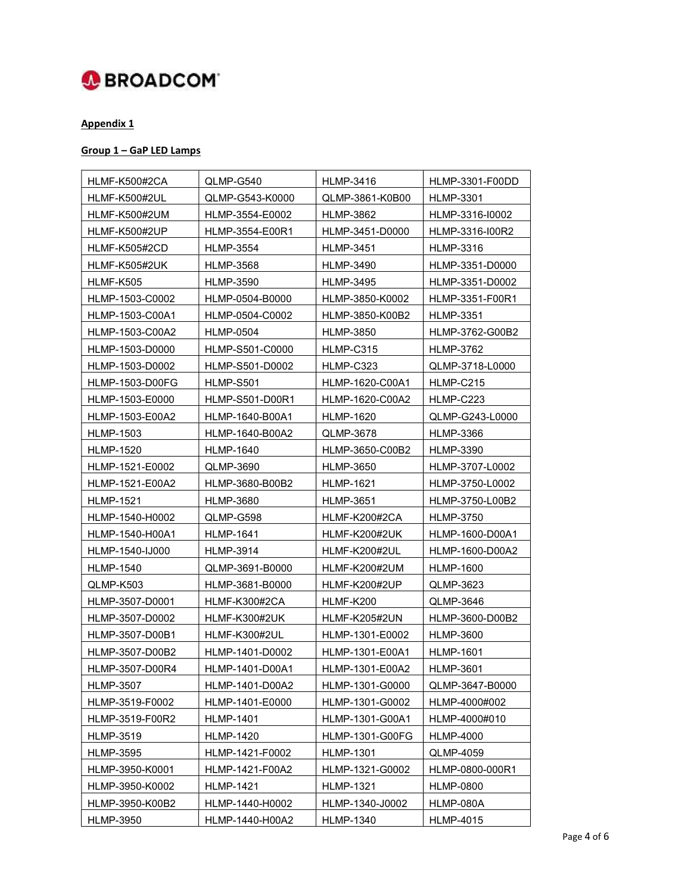**Appendix 1**

**Group 1 – GaP LED Lamps**

| | | | |
|---|---|---|---|
| HLMF-K500#2CA | QLMP-G540 | HLMP-3416 | HLMP-3301-F00DD |
| HLMF-K500#2UL | QLMP-G543-K0000 | QLMP-3861-K0B00 | HLMP-3301 |
| HLMF-K500#2UM | HLMP-3554-E0002 | HLMP-3862 | HLMP-3316-I0002 |
| HLMF-K500#2UP | HLMP-3554-E00R1 | HLMP-3451-D0000 | HLMP-3316-I00R2 |
| HLMF-K505#2CD | HLMP-3554 | HLMP-3451 | HLMP-3316 |
| HLMF-K505#2UK | HLMP-3568 | HLMP-3490 | HLMP-3351-D0000 |
| HLMF-K505 | HLMP-3590 | HLMP-3495 | HLMP-3351-D0002 |
| HLMP-1503-C0002 | HLMP-0504-B0000 | HLMP-3850-K0002 | HLMP-3351-F00R1 |
| HLMP-1503-C00A1 | HLMP-0504-C0002 | HLMP-3850-K00B2 | HLMP-3351 |
| HLMP-1503-C00A2 | HLMP-0504 | HLMP-3850 | HLMP-3762-G00B2 |
| HLMP-1503-D0000 | HLMP-S501-C0000 | HLMP-C315 | HLMP-3762 |
| HLMP-1503-D0002 | HLMP-S501-D0002 | HLMP-C323 | QLMP-3718-L0000 |
| HLMP-1503-D00FG | HLMP-S501 | HLMP-1620-C00A1 | HLMP-C215 |
| HLMP-1503-E0000 | HLMP-S501-D00R1 | HLMP-1620-C00A2 | HLMP-C223 |
| HLMP-1503-E00A2 | HLMP-1640-B00A1 | HLMP-1620 | QLMP-G243-L0000 |
| HLMP-1503 | HLMP-1640-B00A2 | QLMP-3678 | HLMP-3366 |
| HLMP-1520 | HLMP-1640 | HLMP-3650-C00B2 | HLMP-3390 |
| HLMP-1521-E0002 | QLMP-3690 | HLMP-3650 | HLMP-3707-L0002 |
| HLMP-1521-E00A2 | HLMP-3680-B00B2 | HLMP-1621 | HLMP-3750-L0002 |
| HLMP-1521 | HLMP-3680 | HLMP-3651 | HLMP-3750-L00B2 |
| HLMP-1540-H0002 | QLMP-G598 | HLMF-K200#2CA | HLMP-3750 |
| HLMP-1540-H00A1 | HLMP-1641 | HLMF-K200#2UK | HLMP-1600-D00A1 |
| HLMP-1540-IJ000 | HLMP-3914 | HLMF-K200#2UL | HLMP-1600-D00A2 |
| HLMP-1540 | QLMP-3691-B0000 | HLMF-K200#2UM | HLMP-1600 |
| QLMP-K503 | HLMP-3681-B0000 | HLMF-K200#2UP | QLMP-3623 |
| HLMP-3507-D0001 | HLMF-K300#2CA | HLMF-K200 | QLMP-3646 |
| HLMP-3507-D0002 | HLMF-K300#2UK | HLMF-K205#2UN | HLMP-3600-D00B2 |
| HLMP-3507-D00B1 | HLMF-K300#2UL | HLMP-1301-E0002 | HLMP-3600 |
| HLMP-3507-D00B2 | HLMP-1401-D0002 | HLMP-1301-E00A1 | HLMP-1601 |
| HLMP-3507-D00R4 | HLMP-1401-D00A1 | HLMP-1301-E00A2 | HLMP-3601 |
| HLMP-3507 | HLMP-1401-D00A2 | HLMP-1301-G0000 | QLMP-3647-B0000 |
| HLMP-3519-F0002 | HLMP-1401-E0000 | HLMP-1301-G0002 | HLMP-4000#002 |
| HLMP-3519-F00R2 | HLMP-1401 | HLMP-1301-G00A1 | HLMP-4000#010 |
| HLMP-3519 | HLMP-1420 | HLMP-1301-G00FG | HLMP-4000 |
| HLMP-3595 | HLMP-1421-F0002 | HLMP-1301 | QLMP-4059 |
| HLMP-3950-K0001 | HLMP-1421-F00A2 | HLMP-1321-G0002 | HLMP-0800-000R1 |
| HLMP-3950-K0002 | HLMP-1421 | HLMP-1321 | HLMP-0800 |
| HLMP-3950-K00B2 | HLMP-1440-H0002 | HLMP-1340-J0002 | HLMP-080A |
| HLMP-3950 | HLMP-1440-H00A2 | HLMP-1340 | HLMP-4015 |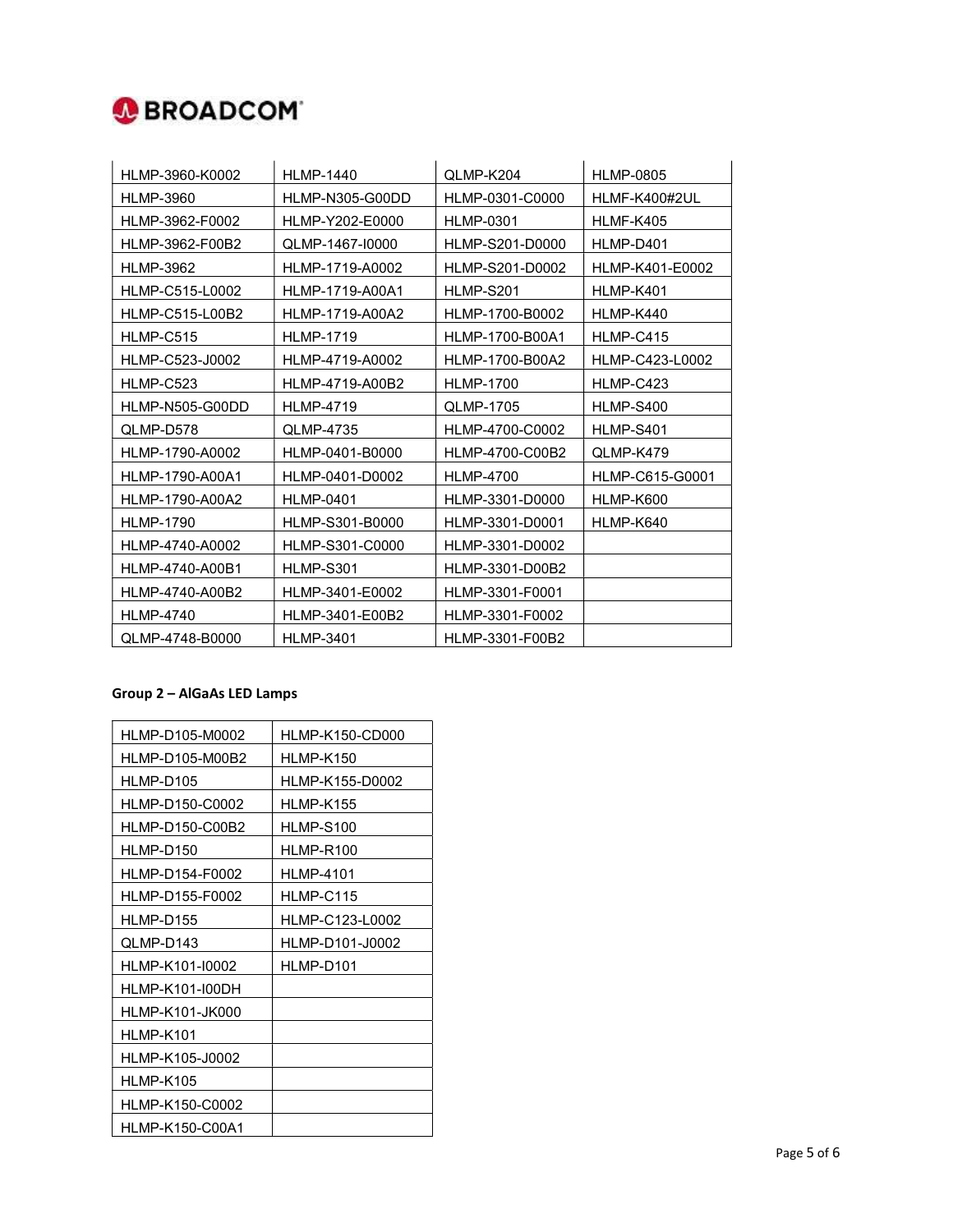| HLMP-3960-K0002 | HLMP-1440 | QLMP-K204 | HLMP-0805 |
|---|---|---|---|
| HLMP-3960 | HLMP-N305-G00DD | HLMP-0301-C0000 | HLMF-K400#2UL |
| HLMP-3962-F0002 | HLMP-Y202-E0000 | HLMP-0301 | HLMF-K405 |
| HLMP-3962-F00B2 | QLMP-1467-I0000 | HLMP-S201-D0000 | HLMP-D401 |
| HLMP-3962 | HLMP-1719-A0002 | HLMP-S201-D0002 | HLMP-K401-E0002 |
| HLMP-C515-L0002 | HLMP-1719-A00A1 | HLMP-S201 | HLMP-K401 |
| HLMP-C515-L00B2 | HLMP-1719-A00A2 | HLMP-1700-B0002 | HLMP-K440 |
| HLMP-C515 | HLMP-1719 | HLMP-1700-B00A1 | HLMP-C415 |
| HLMP-C523-J0002 | HLMP-4719-A0002 | HLMP-1700-B00A2 | HLMP-C423-L0002 |
| HLMP-C523 | HLMP-4719-A00B2 | HLMP-1700 | HLMP-C423 |
| HLMP-N505-G00DD | HLMP-4719 | QLMP-1705 | HLMP-S400 |
| QLMP-D578 | QLMP-4735 | HLMP-4700-C0002 | HLMP-S401 |
| HLMP-1790-A0002 | HLMP-0401-B0000 | HLMP-4700-C00B2 | QLMP-K479 |
| HLMP-1790-A00A1 | HLMP-0401-D0002 | HLMP-4700 | HLMP-C615-G0001 |
| HLMP-1790-A00A2 | HLMP-0401 | HLMP-3301-D0000 | HLMP-K600 |
| HLMP-1790 | HLMP-S301-B0000 | HLMP-3301-D0001 | HLMP-K640 |
| HLMP-4740-A0002 | HLMP-S301-C0000 | HLMP-3301-D0002 | |
| HLMP-4740-A00B1 | HLMP-S301 | HLMP-3301-D00B2 | |
| HLMP-4740-A00B2 | HLMP-3401-E0002 | HLMP-3301-F0001 | |
| HLMP-4740 | HLMP-3401-E00B2 | HLMP-3301-F0002 | |
| QLMP-4748-B0000 | HLMP-3401 | HLMP-3301-F00B2 | |

**Group 2 – AlGaAs LED Lamps**

| HLMP-D105-M0002 | HLMP-K150-CD000 |
|---|---|
| HLMP-D105-M00B2 | HLMP-K150 |
| HLMP-D105 | HLMP-K155-D0002 |
| HLMP-D150-C0002 | HLMP-K155 |
| HLMP-D150-C00B2 | HLMP-S100 |
| HLMP-D150 | HLMP-R100 |
| HLMP-D154-F0002 | HLMP-4101 |
| HLMP-D155-F0002 | HLMP-C115 |
| HLMP-D155 | HLMP-C123-L0002 |
| QLMP-D143 | HLMP-D101-J0002 |
| HLMP-K101-I0002 | HLMP-D101 |
| HLMP-K101-I00DH | |
| HLMP-K101-JK000 | |
| HLMP-K101 | |
| HLMP-K105-J0002 | |
| HLMP-K105 | |
| HLMP-K150-C0002 | |
| HLMP-K150-C00A1 | |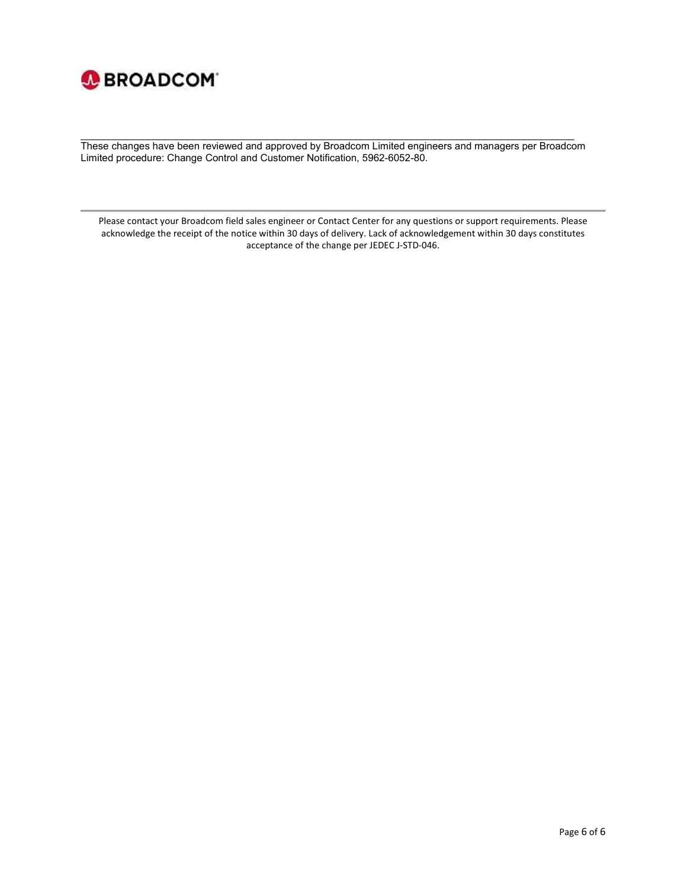These changes have been reviewed and approved by Broadcom Limited engineers and managers per Broadcom Limited procedure: Change Control and Customer Notification, 5962-6052-80.

---

Please contact your Broadcom field sales engineer or Contact Center for any questions or support requirements. Please acknowledge the receipt of the notice within 30 days of delivery. Lack of acknowledgement within 30 days constitutes acceptance of the change per JEDEC J-STD-046.